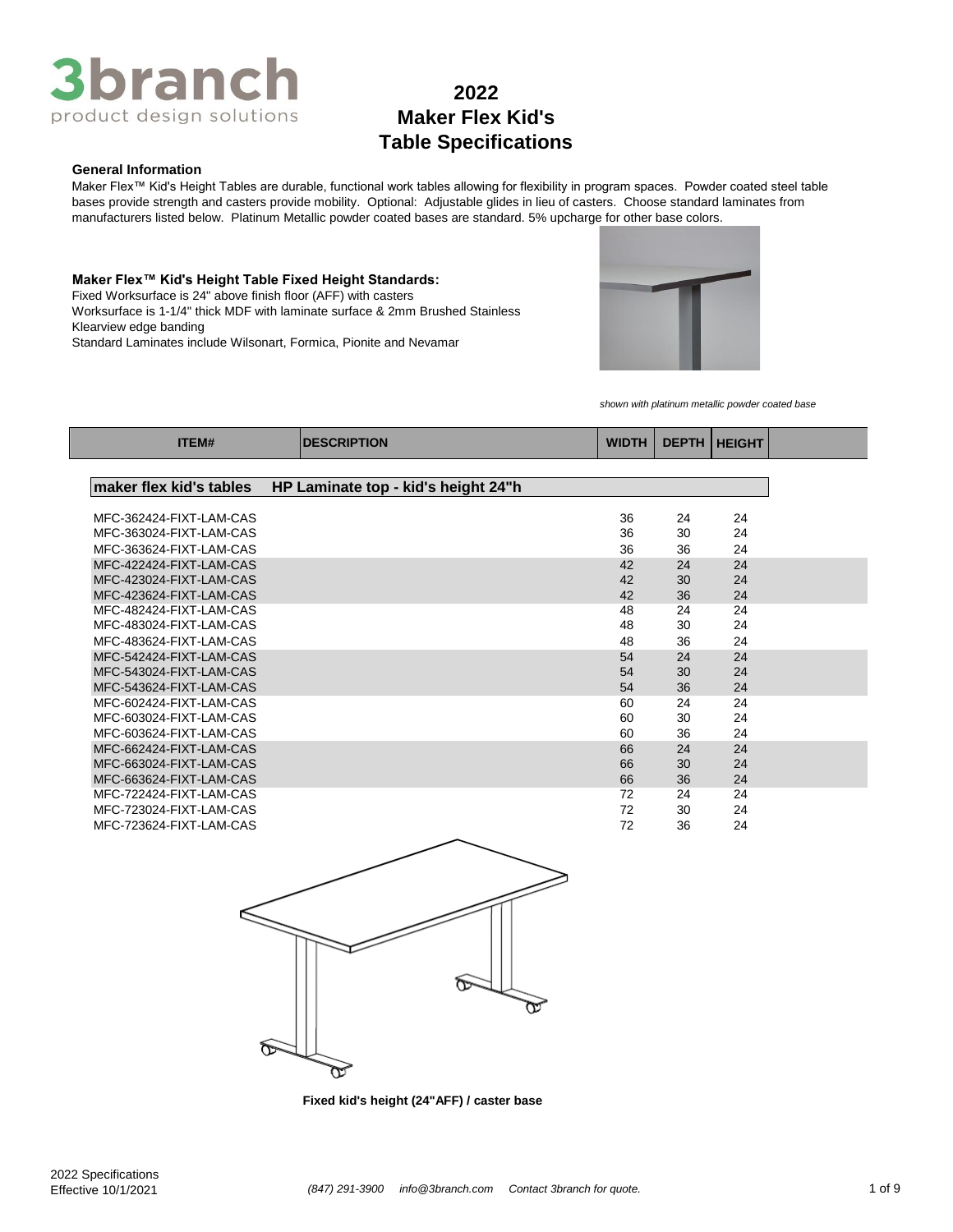# 2022
# Maker Flex Kid's
# Table Specifications

**General Information**

Maker Flex™ Kid's Height Tables are durable, functional work tables allowing for flexibility in program spaces. Powder coated steel table bases provide strength and casters provide mobility. Optional: Adjustable glides in lieu of casters. Choose standard laminates from manufacturers listed below. Platinum Metallic powder coated bases are standard. 5% upcharge for other base colors.

**Maker Flex™ Kid's Height Table Fixed Height Standards:**

Fixed Worksurface is 24" above finish floor (AFF) with casters
Worksurface is 1-1/4" thick MDF with laminate surface & 2mm Brushed Stainless Klearview edge banding
Standard Laminates include Wilsonart, Formica, Pionite and Nevamar

*shown with platinum metallic powder coated base*

| ITEM# | DESCRIPTION | WIDTH | DEPTH | HEIGHT |
|---|---|---|---|---|
| **maker flex kid's tables** | **HP Laminate top - kid's height 24"h** | | | |
| MFC-362424-FIXT-LAM-CAS | | 36 | 24 | 24 |
| MFC-363024-FIXT-LAM-CAS | | 36 | 30 | 24 |
| MFC-363624-FIXT-LAM-CAS | | 36 | 36 | 24 |
| MFC-422424-FIXT-LAM-CAS | | 42 | 24 | 24 |
| MFC-423024-FIXT-LAM-CAS | | 42 | 30 | 24 |
| MFC-423624-FIXT-LAM-CAS | | 42 | 36 | 24 |
| MFC-482424-FIXT-LAM-CAS | | 48 | 24 | 24 |
| MFC-483024-FIXT-LAM-CAS | | 48 | 30 | 24 |
| MFC-483624-FIXT-LAM-CAS | | 48 | 36 | 24 |
| MFC-542424-FIXT-LAM-CAS | | 54 | 24 | 24 |
| MFC-543024-FIXT-LAM-CAS | | 54 | 30 | 24 |
| MFC-543624-FIXT-LAM-CAS | | 54 | 36 | 24 |
| MFC-602424-FIXT-LAM-CAS | | 60 | 24 | 24 |
| MFC-603024-FIXT-LAM-CAS | | 60 | 30 | 24 |
| MFC-603624-FIXT-LAM-CAS | | 60 | 36 | 24 |
| MFC-662424-FIXT-LAM-CAS | | 66 | 24 | 24 |
| MFC-663024-FIXT-LAM-CAS | | 66 | 30 | 24 |
| MFC-663624-FIXT-LAM-CAS | | 66 | 36 | 24 |
| MFC-722424-FIXT-LAM-CAS | | 72 | 24 | 24 |
| MFC-723024-FIXT-LAM-CAS | | 72 | 30 | 24 |
| MFC-723624-FIXT-LAM-CAS | | 72 | 36 | 24 |

**Fixed kid's height (24"AFF) / caster base**

2022 Specifications
Effective 10/1/2021

*(847) 291-3900 info@3branch.com Contact 3branch for quote.*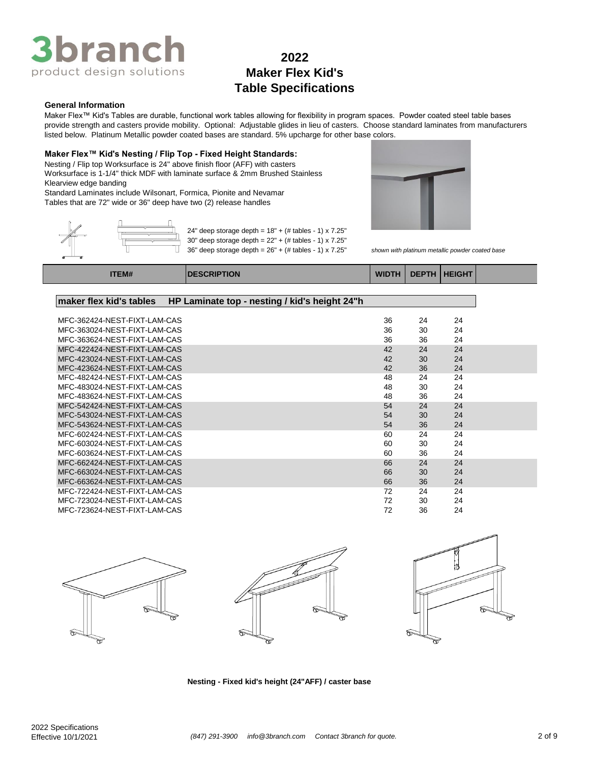# 2022 Maker Flex Kid's Table Specifications

3branch product design solutions

### General Information

Maker Flex™ Kid's Tables are durable, functional work tables allowing for flexibility in program spaces. Powder coated steel table bases provide strength and casters provide mobility. Optional: Adjustable glides in lieu of casters. Choose standard laminates from manufacturers listed below. Platinum Metallic powder coated bases are standard. 5% upcharge for other base colors.

### Maker Flex™ Kid's Nesting / Flip Top - Fixed Height Standards:

Nesting / Flip top Worksurface is 24" above finish floor (AFF) with casters
Worksurface is 1-1/4" thick MDF with laminate surface & 2mm Brushed Stainless Klearview edge banding
Standard Laminates include Wilsonart, Formica, Pionite and Nevamar
Tables that are 72" wide or 36" deep have two (2) release handles

24" deep storage depth = 18" + (# tables - 1) x 7.25"
30" deep storage depth = 22" + (# tables - 1) x 7.25"
36" deep storage depth = 26" + (# tables - 1) x 7.25"

*shown with platinum metallic powder coated base*

| ITEM# | DESCRIPTION | WIDTH | DEPTH | HEIGHT |
|---|---|---|---|---|
| **maker flex kid's tables** | **HP Laminate top - nesting / kid's height 24"h** | | | |
| MFC-362424-NEST-FIXT-LAM-CAS | | 36 | 24 | 24 |
| MFC-363024-NEST-FIXT-LAM-CAS | | 36 | 30 | 24 |
| MFC-363624-NEST-FIXT-LAM-CAS | | 36 | 36 | 24 |
| MFC-422424-NEST-FIXT-LAM-CAS | | 42 | 24 | 24 |
| MFC-423024-NEST-FIXT-LAM-CAS | | 42 | 30 | 24 |
| MFC-423624-NEST-FIXT-LAM-CAS | | 42 | 36 | 24 |
| MFC-482424-NEST-FIXT-LAM-CAS | | 48 | 24 | 24 |
| MFC-483024-NEST-FIXT-LAM-CAS | | 48 | 30 | 24 |
| MFC-483624-NEST-FIXT-LAM-CAS | | 48 | 36 | 24 |
| MFC-542424-NEST-FIXT-LAM-CAS | | 54 | 24 | 24 |
| MFC-543024-NEST-FIXT-LAM-CAS | | 54 | 30 | 24 |
| MFC-543624-NEST-FIXT-LAM-CAS | | 54 | 36 | 24 |
| MFC-602424-NEST-FIXT-LAM-CAS | | 60 | 24 | 24 |
| MFC-603024-NEST-FIXT-LAM-CAS | | 60 | 30 | 24 |
| MFC-603624-NEST-FIXT-LAM-CAS | | 60 | 36 | 24 |
| MFC-662424-NEST-FIXT-LAM-CAS | | 66 | 24 | 24 |
| MFC-663024-NEST-FIXT-LAM-CAS | | 66 | 30 | 24 |
| MFC-663624-NEST-FIXT-LAM-CAS | | 66 | 36 | 24 |
| MFC-722424-NEST-FIXT-LAM-CAS | | 72 | 24 | 24 |
| MFC-723024-NEST-FIXT-LAM-CAS | | 72 | 30 | 24 |
| MFC-723624-NEST-FIXT-LAM-CAS | | 72 | 36 | 24 |

**Nesting - Fixed kid's height (24"AFF) / caster base**

2022 Specifications
Effective 10/1/2021

*(847) 291-3900 info@3branch.com Contact 3branch for quote.*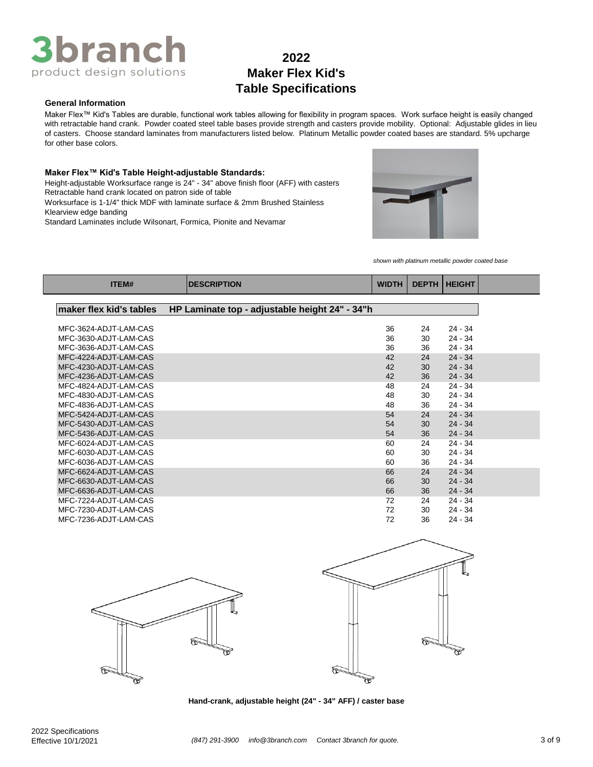# 2022 Maker Flex Kid's Table Specifications

### General Information

Maker Flex™ Kid's Tables are durable, functional work tables allowing for flexibility in program spaces. Work surface height is easily changed with retractable hand crank. Powder coated steel table bases provide strength and casters provide mobility. Optional: Adjustable glides in lieu of casters. Choose standard laminates from manufacturers listed below. Platinum Metallic powder coated bases are standard. 5% upcharge for other base colors.

### Maker Flex™ Kid's Table Height-adjustable Standards:

Height-adjustable Worksurface range is 24" - 34" above finish floor (AFF) with casters
Retractable hand crank located on patron side of table
Worksurface is 1-1/4" thick MDF with laminate surface & 2mm Brushed Stainless Klearview edge banding
Standard Laminates include Wilsonart, Formica, Pionite and Nevamar

*shown with platinum metallic powder coated base*

| ITEM# | DESCRIPTION | WIDTH | DEPTH | HEIGHT |
|---|---|---|---|---|
| **maker flex kid's tables** | **HP Laminate top - adjustable height 24" - 34"h** | | | |
| MFC-3624-ADJT-LAM-CAS | | 36 | 24 | 24 - 34 |
| MFC-3630-ADJT-LAM-CAS | | 36 | 30 | 24 - 34 |
| MFC-3636-ADJT-LAM-CAS | | 36 | 36 | 24 - 34 |
| MFC-4224-ADJT-LAM-CAS | | 42 | 24 | 24 - 34 |
| MFC-4230-ADJT-LAM-CAS | | 42 | 30 | 24 - 34 |
| MFC-4236-ADJT-LAM-CAS | | 42 | 36 | 24 - 34 |
| MFC-4824-ADJT-LAM-CAS | | 48 | 24 | 24 - 34 |
| MFC-4830-ADJT-LAM-CAS | | 48 | 30 | 24 - 34 |
| MFC-4836-ADJT-LAM-CAS | | 48 | 36 | 24 - 34 |
| MFC-5424-ADJT-LAM-CAS | | 54 | 24 | 24 - 34 |
| MFC-5430-ADJT-LAM-CAS | | 54 | 30 | 24 - 34 |
| MFC-5436-ADJT-LAM-CAS | | 54 | 36 | 24 - 34 |
| MFC-6024-ADJT-LAM-CAS | | 60 | 24 | 24 - 34 |
| MFC-6030-ADJT-LAM-CAS | | 60 | 30 | 24 - 34 |
| MFC-6036-ADJT-LAM-CAS | | 60 | 36 | 24 - 34 |
| MFC-6624-ADJT-LAM-CAS | | 66 | 24 | 24 - 34 |
| MFC-6630-ADJT-LAM-CAS | | 66 | 30 | 24 - 34 |
| MFC-6636-ADJT-LAM-CAS | | 66 | 36 | 24 - 34 |
| MFC-7224-ADJT-LAM-CAS | | 72 | 24 | 24 - 34 |
| MFC-7230-ADJT-LAM-CAS | | 72 | 30 | 24 - 34 |
| MFC-7236-ADJT-LAM-CAS | | 72 | 36 | 24 - 34 |

**Hand-crank, adjustable height (24" - 34" AFF) / caster base**

2022 Specifications
Effective 10/1/2021

*(847) 291-3900 info@3branch.com Contact 3branch for quote.*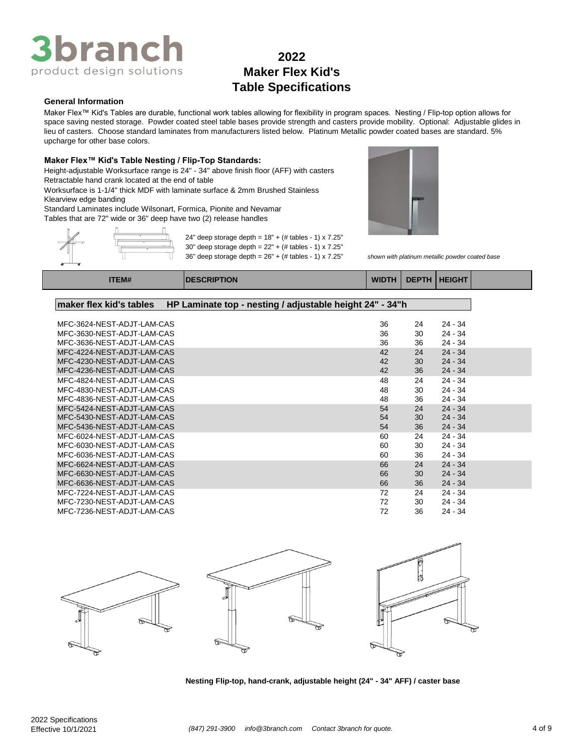# 2022 Maker Flex Kid's Table Specifications

### General Information

Maker Flex™ Kid's Tables are durable, functional work tables allowing for flexibility in program spaces. Nesting / Flip-top option allows for space saving nested storage. Powder coated steel table bases provide strength and casters provide mobility. Optional: Adjustable glides in lieu of casters. Choose standard laminates from manufacturers listed below. Platinum Metallic powder coated bases are standard. 5% upcharge for other base colors.

### Maker Flex™ Kid's Table Nesting / Flip-Top Standards:

Height-adjustable Worksurface range is 24" - 34" above finish floor (AFF) with casters
Retractable hand crank located at the end of table
Worksurface is 1-1/4" thick MDF with laminate surface & 2mm Brushed Stainless Klearview edge banding
Standard Laminates include Wilsonart, Formica, Pionite and Nevamar
Tables that are 72" wide or 36" deep have two (2) release handles

24" deep storage depth = 18" + (# tables - 1) x 7.25"
30" deep storage depth = 22" + (# tables - 1) x 7.25"
36" deep storage depth = 26" + (# tables - 1) x 7.25"

*shown with platinum metallic powder coated base*

| ITEM# | DESCRIPTION | WIDTH | DEPTH | HEIGHT |
|---|---|---|---|---|
| **maker flex kid's tables** | **HP Laminate top - nesting / adjustable height 24" - 34"h** | | | |
| MFC-3624-NEST-ADJT-LAM-CAS | | 36 | 24 | 24 - 34 |
| MFC-3630-NEST-ADJT-LAM-CAS | | 36 | 30 | 24 - 34 |
| MFC-3636-NEST-ADJT-LAM-CAS | | 36 | 36 | 24 - 34 |
| MFC-4224-NEST-ADJT-LAM-CAS | | 42 | 24 | 24 - 34 |
| MFC-4230-NEST-ADJT-LAM-CAS | | 42 | 30 | 24 - 34 |
| MFC-4236-NEST-ADJT-LAM-CAS | | 42 | 36 | 24 - 34 |
| MFC-4824-NEST-ADJT-LAM-CAS | | 48 | 24 | 24 - 34 |
| MFC-4830-NEST-ADJT-LAM-CAS | | 48 | 30 | 24 - 34 |
| MFC-4836-NEST-ADJT-LAM-CAS | | 48 | 36 | 24 - 34 |
| MFC-5424-NEST-ADJT-LAM-CAS | | 54 | 24 | 24 - 34 |
| MFC-5430-NEST-ADJT-LAM-CAS | | 54 | 30 | 24 - 34 |
| MFC-5436-NEST-ADJT-LAM-CAS | | 54 | 36 | 24 - 34 |
| MFC-6024-NEST-ADJT-LAM-CAS | | 60 | 24 | 24 - 34 |
| MFC-6030-NEST-ADJT-LAM-CAS | | 60 | 30 | 24 - 34 |
| MFC-6036-NEST-ADJT-LAM-CAS | | 60 | 36 | 24 - 34 |
| MFC-6624-NEST-ADJT-LAM-CAS | | 66 | 24 | 24 - 34 |
| MFC-6630-NEST-ADJT-LAM-CAS | | 66 | 30 | 24 - 34 |
| MFC-6636-NEST-ADJT-LAM-CAS | | 66 | 36 | 24 - 34 |
| MFC-7224-NEST-ADJT-LAM-CAS | | 72 | 24 | 24 - 34 |
| MFC-7230-NEST-ADJT-LAM-CAS | | 72 | 30 | 24 - 34 |
| MFC-7236-NEST-ADJT-LAM-CAS | | 72 | 36 | 24 - 34 |

**Nesting Flip-top, hand-crank, adjustable height (24" - 34" AFF) / caster base**

2022 Specifications
Effective 10/1/2021

*(847) 291-3900 info@3branch.com Contact 3branch for quote.*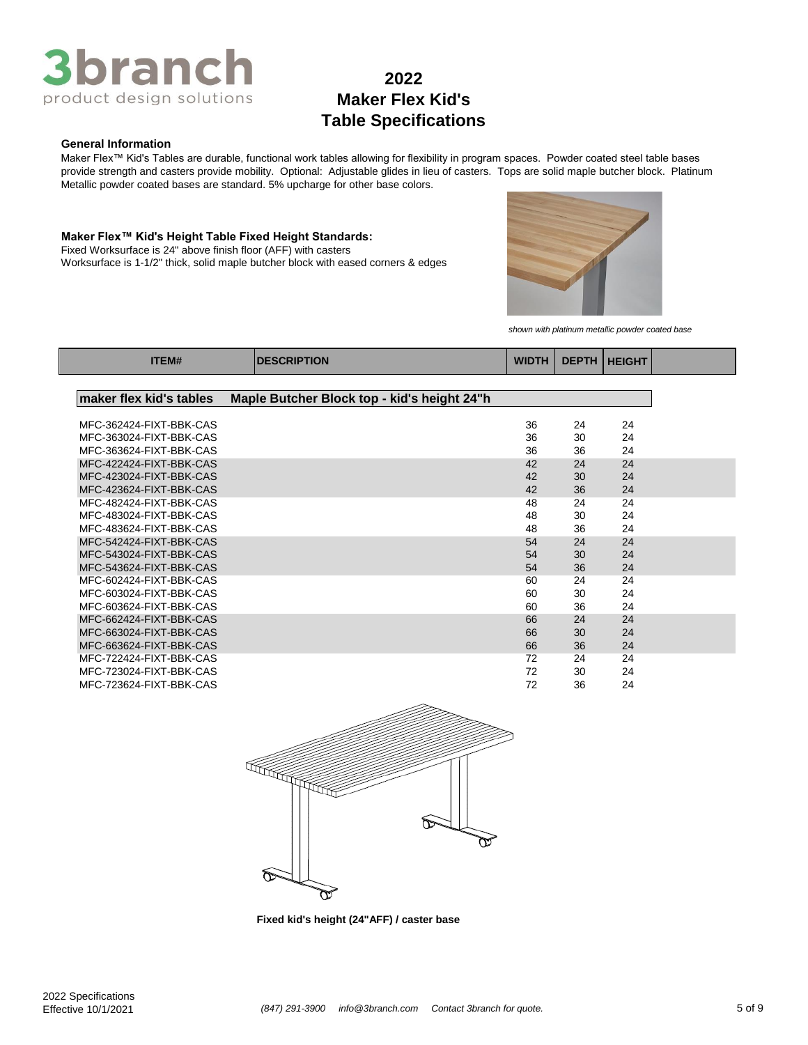# 3branch
product design solutions

# 2022 Maker Flex Kid's Table Specifications

### General Information

Maker Flex™ Kid's Tables are durable, functional work tables allowing for flexibility in program spaces. Powder coated steel table bases provide strength and casters provide mobility. Optional: Adjustable glides in lieu of casters. Tops are solid maple butcher block. Platinum Metallic powder coated bases are standard. 5% upcharge for other base colors.

### Maker Flex™ Kid's Height Table Fixed Height Standards:

Fixed Worksurface is 24" above finish floor (AFF) with casters
Worksurface is 1-1/2" thick, solid maple butcher block with eased corners & edges

*shown with platinum metallic powder coated base*

| ITEM# | DESCRIPTION | WIDTH | DEPTH | HEIGHT |
|---|---|---|---|---|
| **maker flex kid's tables** | **Maple Butcher Block top - kid's height 24"h** | | | |
| MFC-362424-FIXT-BBK-CAS | | 36 | 24 | 24 |
| MFC-363024-FIXT-BBK-CAS | | 36 | 30 | 24 |
| MFC-363624-FIXT-BBK-CAS | | 36 | 36 | 24 |
| MFC-422424-FIXT-BBK-CAS | | 42 | 24 | 24 |
| MFC-423024-FIXT-BBK-CAS | | 42 | 30 | 24 |
| MFC-423624-FIXT-BBK-CAS | | 42 | 36 | 24 |
| MFC-482424-FIXT-BBK-CAS | | 48 | 24 | 24 |
| MFC-483024-FIXT-BBK-CAS | | 48 | 30 | 24 |
| MFC-483624-FIXT-BBK-CAS | | 48 | 36 | 24 |
| MFC-542424-FIXT-BBK-CAS | | 54 | 24 | 24 |
| MFC-543024-FIXT-BBK-CAS | | 54 | 30 | 24 |
| MFC-543624-FIXT-BBK-CAS | | 54 | 36 | 24 |
| MFC-602424-FIXT-BBK-CAS | | 60 | 24 | 24 |
| MFC-603024-FIXT-BBK-CAS | | 60 | 30 | 24 |
| MFC-603624-FIXT-BBK-CAS | | 60 | 36 | 24 |
| MFC-662424-FIXT-BBK-CAS | | 66 | 24 | 24 |
| MFC-663024-FIXT-BBK-CAS | | 66 | 30 | 24 |
| MFC-663624-FIXT-BBK-CAS | | 66 | 36 | 24 |
| MFC-722424-FIXT-BBK-CAS | | 72 | 24 | 24 |
| MFC-723024-FIXT-BBK-CAS | | 72 | 30 | 24 |
| MFC-723624-FIXT-BBK-CAS | | 72 | 36 | 24 |

**Fixed kid's height (24"AFF) / caster base**

2022 Specifications
Effective 10/1/2021

*(847) 291-3900 info@3branch.com Contact 3branch for quote.*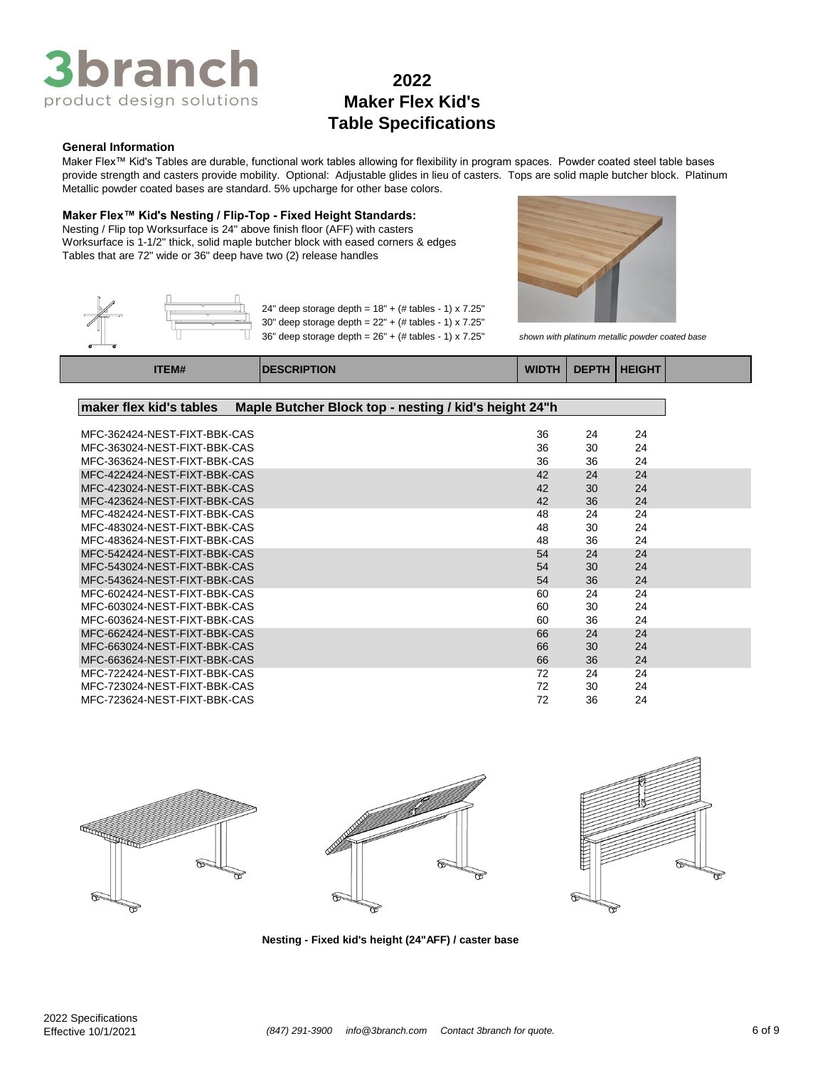# 2022
# Maker Flex Kid's
# Table Specifications

**General Information**

Maker Flex™ Kid's Tables are durable, functional work tables allowing for flexibility in program spaces. Powder coated steel table bases provide strength and casters provide mobility. Optional: Adjustable glides in lieu of casters. Tops are solid maple butcher block. Platinum Metallic powder coated bases are standard. 5% upcharge for other base colors.

**Maker Flex™ Kid's Nesting / Flip-Top - Fixed Height Standards:**

Nesting / Flip top Worksurface is 24" above finish floor (AFF) with casters
Worksurface is 1-1/2" thick, solid maple butcher block with eased corners & edges
Tables that are 72" wide or 36" deep have two (2) release handles

24" deep storage depth = 18" + (# tables - 1) x 7.25"
30" deep storage depth = 22" + (# tables - 1) x 7.25"
36" deep storage depth = 26" + (# tables - 1) x 7.25"

*shown with platinum metallic powder coated base*

| ITEM# | DESCRIPTION | WIDTH | DEPTH | HEIGHT |
|---|---|---|---|---|
| **maker flex kid's tables** | **Maple Butcher Block top - nesting / kid's height 24"h** | | | |
| MFC-362424-NEST-FIXT-BBK-CAS | | 36 | 24 | 24 |
| MFC-363024-NEST-FIXT-BBK-CAS | | 36 | 30 | 24 |
| MFC-363624-NEST-FIXT-BBK-CAS | | 36 | 36 | 24 |
| MFC-422424-NEST-FIXT-BBK-CAS | | 42 | 24 | 24 |
| MFC-423024-NEST-FIXT-BBK-CAS | | 42 | 30 | 24 |
| MFC-423624-NEST-FIXT-BBK-CAS | | 42 | 36 | 24 |
| MFC-482424-NEST-FIXT-BBK-CAS | | 48 | 24 | 24 |
| MFC-483024-NEST-FIXT-BBK-CAS | | 48 | 30 | 24 |
| MFC-483624-NEST-FIXT-BBK-CAS | | 48 | 36 | 24 |
| MFC-542424-NEST-FIXT-BBK-CAS | | 54 | 24 | 24 |
| MFC-543024-NEST-FIXT-BBK-CAS | | 54 | 30 | 24 |
| MFC-543624-NEST-FIXT-BBK-CAS | | 54 | 36 | 24 |
| MFC-602424-NEST-FIXT-BBK-CAS | | 60 | 24 | 24 |
| MFC-603024-NEST-FIXT-BBK-CAS | | 60 | 30 | 24 |
| MFC-603624-NEST-FIXT-BBK-CAS | | 60 | 36 | 24 |
| MFC-662424-NEST-FIXT-BBK-CAS | | 66 | 24 | 24 |
| MFC-663024-NEST-FIXT-BBK-CAS | | 66 | 30 | 24 |
| MFC-663624-NEST-FIXT-BBK-CAS | | 66 | 36 | 24 |
| MFC-722424-NEST-FIXT-BBK-CAS | | 72 | 24 | 24 |
| MFC-723024-NEST-FIXT-BBK-CAS | | 72 | 30 | 24 |
| MFC-723624-NEST-FIXT-BBK-CAS | | 72 | 36 | 24 |

**Nesting - Fixed kid's height (24"AFF) / caster base**

2022 Specifications
Effective 10/1/2021

*(847) 291-3900 info@3branch.com Contact 3branch for quote.*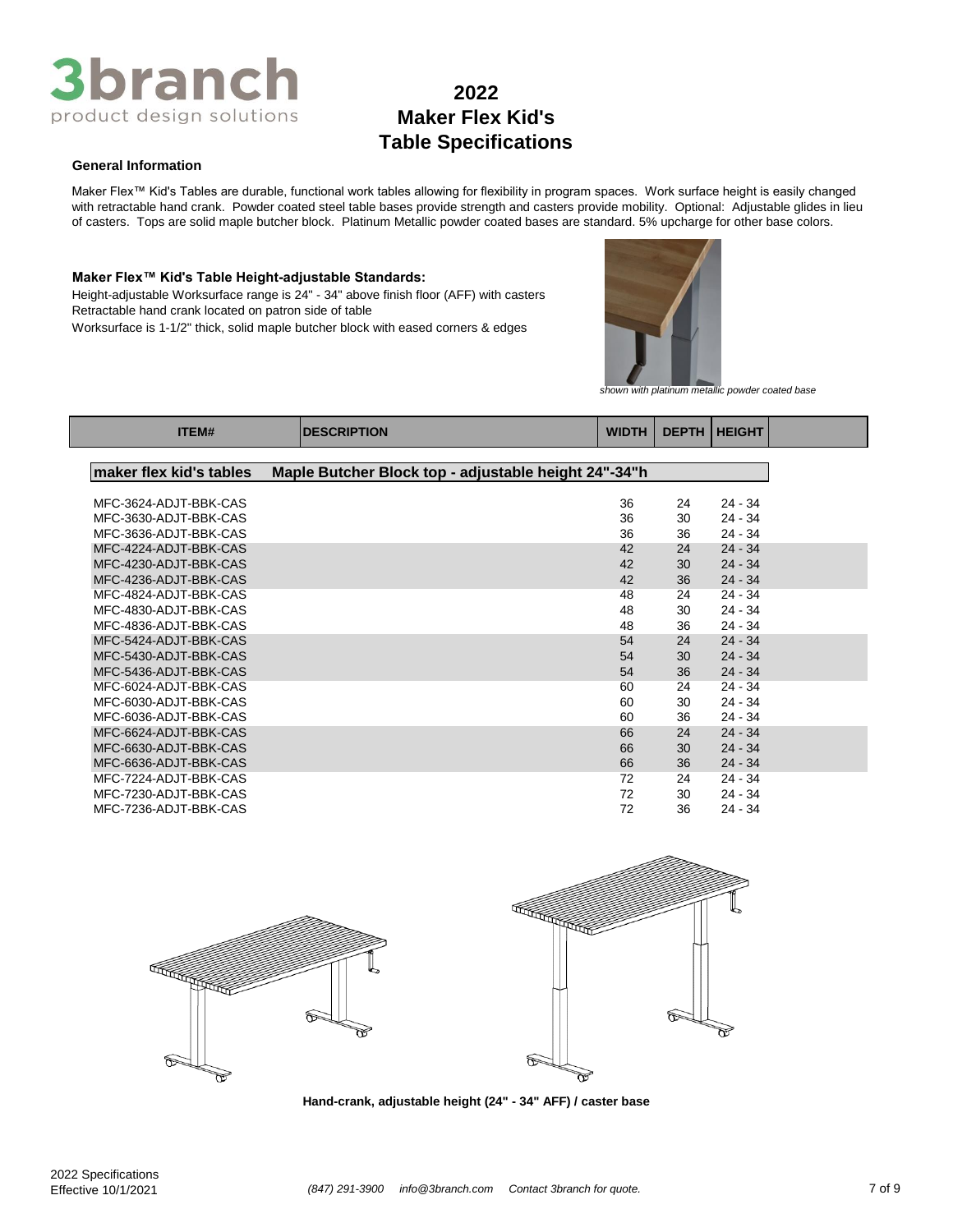# 2022
# Maker Flex Kid's
# Table Specifications

**General Information**

Maker Flex™ Kid's Tables are durable, functional work tables allowing for flexibility in program spaces. Work surface height is easily changed with retractable hand crank. Powder coated steel table bases provide strength and casters provide mobility. Optional: Adjustable glides in lieu of casters. Tops are solid maple butcher block. Platinum Metallic powder coated bases are standard. 5% upcharge for other base colors.

**Maker Flex™ Kid's Table Height-adjustable Standards:**

Height-adjustable Worksurface range is 24" - 34" above finish floor (AFF) with casters
Retractable hand crank located on patron side of table
Worksurface is 1-1/2" thick, solid maple butcher block with eased corners & edges

*shown with platinum metallic powder coated base*

| ITEM# | DESCRIPTION | WIDTH | DEPTH | HEIGHT |
|---|---|---|---|---|
| **maker flex kid's tables** | **Maple Butcher Block top - adjustable height 24"-34"h** | | | |
| MFC-3624-ADJT-BBK-CAS | | 36 | 24 | 24 - 34 |
| MFC-3630-ADJT-BBK-CAS | | 36 | 30 | 24 - 34 |
| MFC-3636-ADJT-BBK-CAS | | 36 | 36 | 24 - 34 |
| MFC-4224-ADJT-BBK-CAS | | 42 | 24 | 24 - 34 |
| MFC-4230-ADJT-BBK-CAS | | 42 | 30 | 24 - 34 |
| MFC-4236-ADJT-BBK-CAS | | 42 | 36 | 24 - 34 |
| MFC-4824-ADJT-BBK-CAS | | 48 | 24 | 24 - 34 |
| MFC-4830-ADJT-BBK-CAS | | 48 | 30 | 24 - 34 |
| MFC-4836-ADJT-BBK-CAS | | 48 | 36 | 24 - 34 |
| MFC-5424-ADJT-BBK-CAS | | 54 | 24 | 24 - 34 |
| MFC-5430-ADJT-BBK-CAS | | 54 | 30 | 24 - 34 |
| MFC-5436-ADJT-BBK-CAS | | 54 | 36 | 24 - 34 |
| MFC-6024-ADJT-BBK-CAS | | 60 | 24 | 24 - 34 |
| MFC-6030-ADJT-BBK-CAS | | 60 | 30 | 24 - 34 |
| MFC-6036-ADJT-BBK-CAS | | 60 | 36 | 24 - 34 |
| MFC-6624-ADJT-BBK-CAS | | 66 | 24 | 24 - 34 |
| MFC-6630-ADJT-BBK-CAS | | 66 | 30 | 24 - 34 |
| MFC-6636-ADJT-BBK-CAS | | 66 | 36 | 24 - 34 |
| MFC-7224-ADJT-BBK-CAS | | 72 | 24 | 24 - 34 |
| MFC-7230-ADJT-BBK-CAS | | 72 | 30 | 24 - 34 |
| MFC-7236-ADJT-BBK-CAS | | 72 | 36 | 24 - 34 |

**Hand-crank, adjustable height (24" - 34" AFF) / caster base**

2022 Specifications
Effective 10/1/2021

*(847) 291-3900 info@3branch.com Contact 3branch for quote.*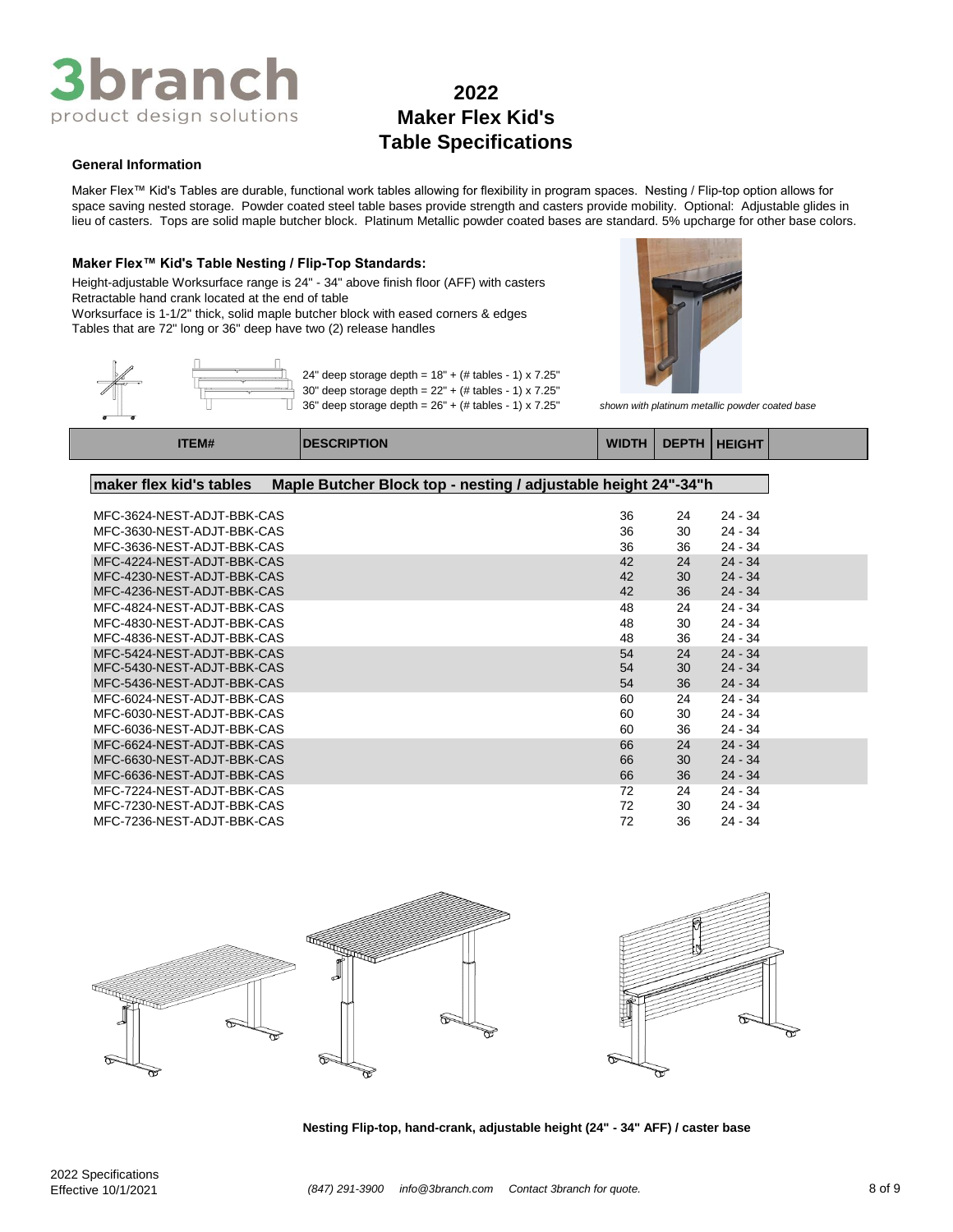# 2022 Maker Flex Kid's Table Specifications

3branch product design solutions

### General Information

Maker Flex™ Kid's Tables are durable, functional work tables allowing for flexibility in program spaces. Nesting / Flip-top option allows for space saving nested storage. Powder coated steel table bases provide strength and casters provide mobility. Optional: Adjustable glides in lieu of casters. Tops are solid maple butcher block. Platinum Metallic powder coated bases are standard. 5% upcharge for other base colors.

### Maker Flex™ Kid's Table Nesting / Flip-Top Standards:

Height-adjustable Worksurface range is 24" - 34" above finish floor (AFF) with casters
Retractable hand crank located at the end of table
Worksurface is 1-1/2" thick, solid maple butcher block with eased corners & edges
Tables that are 72" long or 36" deep have two (2) release handles

24" deep storage depth = 18" + (# tables - 1) x 7.25"
30" deep storage depth = 22" + (# tables - 1) x 7.25"
36" deep storage depth = 26" + (# tables - 1) x 7.25"

*shown with platinum metallic powder coated base*

| ITEM# | DESCRIPTION | WIDTH | DEPTH | HEIGHT |
|---|---|---|---|---|
| **maker flex kid's tables** | **Maple Butcher Block top - nesting / adjustable height 24"-34"h** | | | |
| MFC-3624-NEST-ADJT-BBK-CAS | | 36 | 24 | 24 - 34 |
| MFC-3630-NEST-ADJT-BBK-CAS | | 36 | 30 | 24 - 34 |
| MFC-3636-NEST-ADJT-BBK-CAS | | 36 | 36 | 24 - 34 |
| MFC-4224-NEST-ADJT-BBK-CAS | | 42 | 24 | 24 - 34 |
| MFC-4230-NEST-ADJT-BBK-CAS | | 42 | 30 | 24 - 34 |
| MFC-4236-NEST-ADJT-BBK-CAS | | 42 | 36 | 24 - 34 |
| MFC-4824-NEST-ADJT-BBK-CAS | | 48 | 24 | 24 - 34 |
| MFC-4830-NEST-ADJT-BBK-CAS | | 48 | 30 | 24 - 34 |
| MFC-4836-NEST-ADJT-BBK-CAS | | 48 | 36 | 24 - 34 |
| MFC-5424-NEST-ADJT-BBK-CAS | | 54 | 24 | 24 - 34 |
| MFC-5430-NEST-ADJT-BBK-CAS | | 54 | 30 | 24 - 34 |
| MFC-5436-NEST-ADJT-BBK-CAS | | 54 | 36 | 24 - 34 |
| MFC-6024-NEST-ADJT-BBK-CAS | | 60 | 24 | 24 - 34 |
| MFC-6030-NEST-ADJT-BBK-CAS | | 60 | 30 | 24 - 34 |
| MFC-6036-NEST-ADJT-BBK-CAS | | 60 | 36 | 24 - 34 |
| MFC-6624-NEST-ADJT-BBK-CAS | | 66 | 24 | 24 - 34 |
| MFC-6630-NEST-ADJT-BBK-CAS | | 66 | 30 | 24 - 34 |
| MFC-6636-NEST-ADJT-BBK-CAS | | 66 | 36 | 24 - 34 |
| MFC-7224-NEST-ADJT-BBK-CAS | | 72 | 24 | 24 - 34 |
| MFC-7230-NEST-ADJT-BBK-CAS | | 72 | 30 | 24 - 34 |
| MFC-7236-NEST-ADJT-BBK-CAS | | 72 | 36 | 24 - 34 |

**Nesting Flip-top, hand-crank, adjustable height (24" - 34" AFF) / caster base**

2022 Specifications
Effective 10/1/2021

*(847) 291-3900 info@3branch.com Contact 3branch for quote.*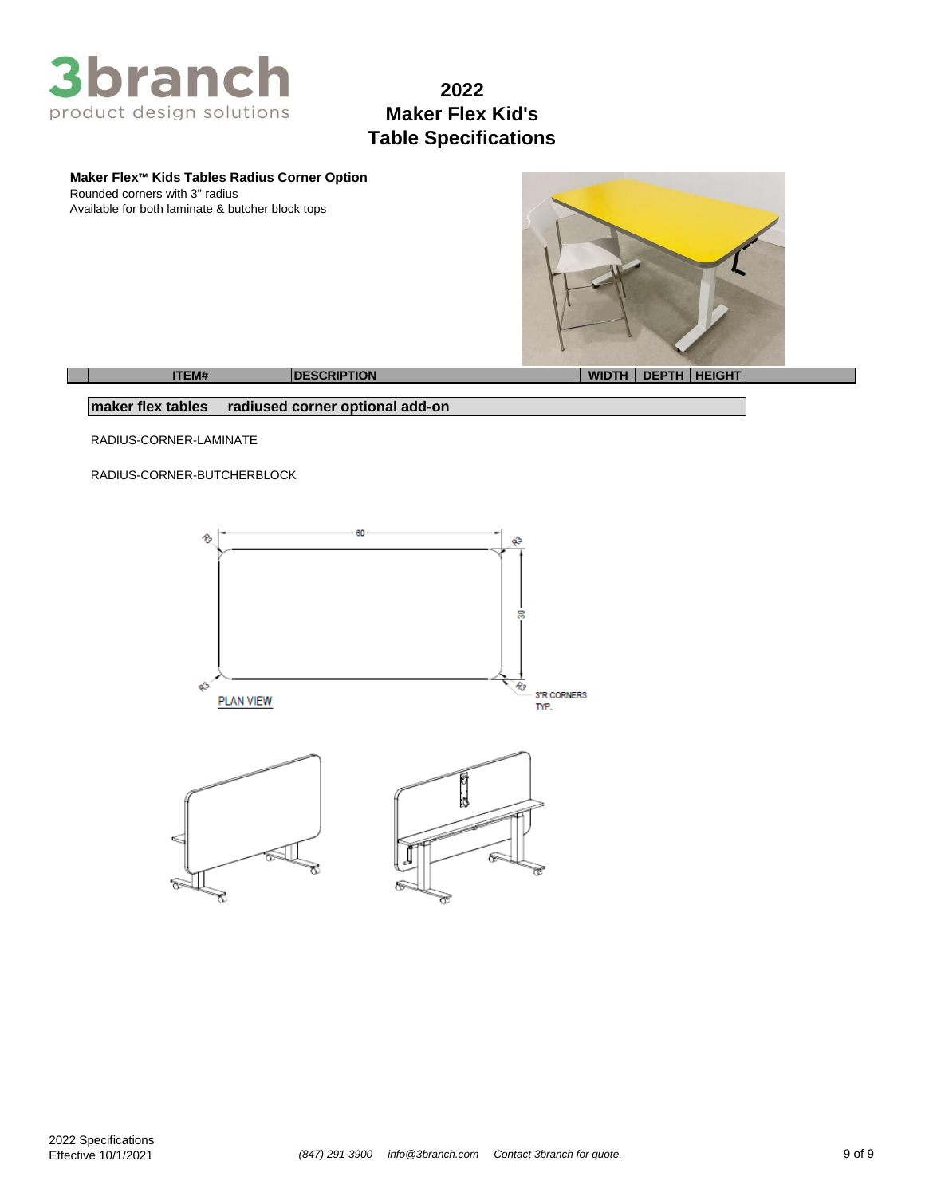# 2022 Maker Flex Kid's Table Specifications

**Maker Flex™ Kids Tables Radius Corner Option**

Rounded corners with 3" radius

Available for both laminate & butcher block tops

| | ITEM# | DESCRIPTION | WIDTH | DEPTH | HEIGHT | |
|---|---|---|---|---|---|---|
| | **maker flex tables** | **radiused corner optional add-on** | | | | |
| | RADIUS-CORNER-LAMINATE | | | | | |
| | RADIUS-CORNER-BUTCHERBLOCK | | | | | |

60

R3

R3

30

R3

R3

PLAN VIEW

3"R CORNERS TYP.

2022 Specifications
Effective 10/1/2021

*(847) 291-3900 info@3branch.com Contact 3branch for quote.*